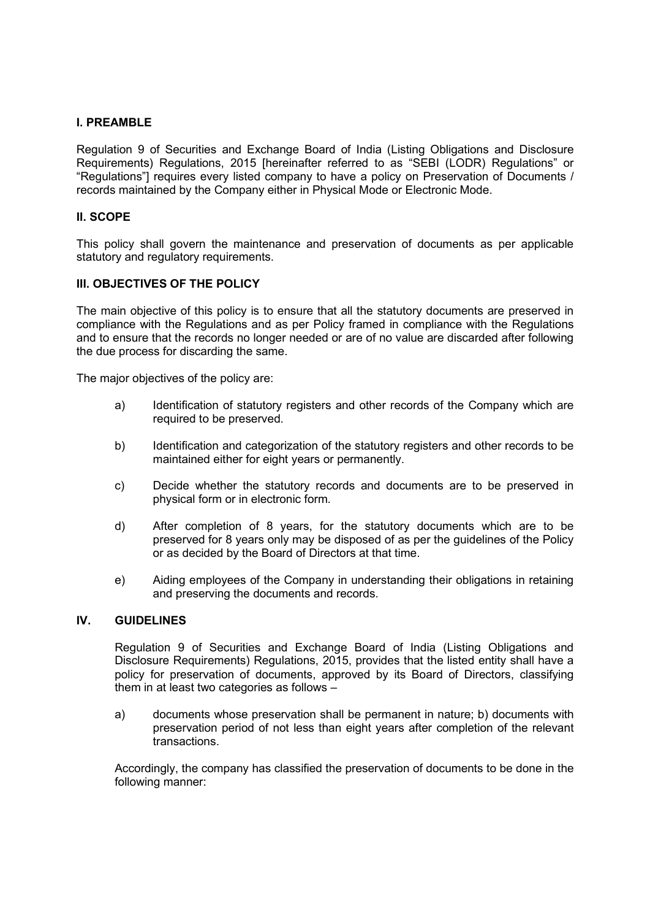## I. PREAMBLE

Regulation 9 of Securities and Exchange Board of India (Listing Obligations and Disclosure Requirements) Regulations, 2015 [hereinafter referred to as "SEBI (LODR) Regulations" or "Regulations"] requires every listed company to have a policy on Preservation of Documents / records maintained by the Company either in Physical Mode or Electronic Mode.

## II. SCOPE

This policy shall govern the maintenance and preservation of documents as per applicable statutory and regulatory requirements.

## III. OBJECTIVES OF THE POLICY

The main objective of this policy is to ensure that all the statutory documents are preserved in compliance with the Regulations and as per Policy framed in compliance with the Regulations and to ensure that the records no longer needed or are of no value are discarded after following the due process for discarding the same.

The major objectives of the policy are:

a) Identification of statutory registers and other records of the Company which are required to be preserved.

b) Identification and categorization of the statutory registers and other records to be maintained either for eight years or permanently.

c) Decide whether the statutory records and documents are to be preserved in physical form or in electronic form.

d) After completion of 8 years, for the statutory documents which are to be preserved for 8 years only may be disposed of as per the guidelines of the Policy or as decided by the Board of Directors at that time.

e) Aiding employees of the Company in understanding their obligations in retaining and preserving the documents and records.

## IV. GUIDELINES

Regulation 9 of Securities and Exchange Board of India (Listing Obligations and Disclosure Requirements) Regulations, 2015, provides that the listed entity shall have a policy for preservation of documents, approved by its Board of Directors, classifying them in at least two categories as follows –

a) documents whose preservation shall be permanent in nature; b) documents with preservation period of not less than eight years after completion of the relevant transactions.

Accordingly, the company has classified the preservation of documents to be done in the following manner: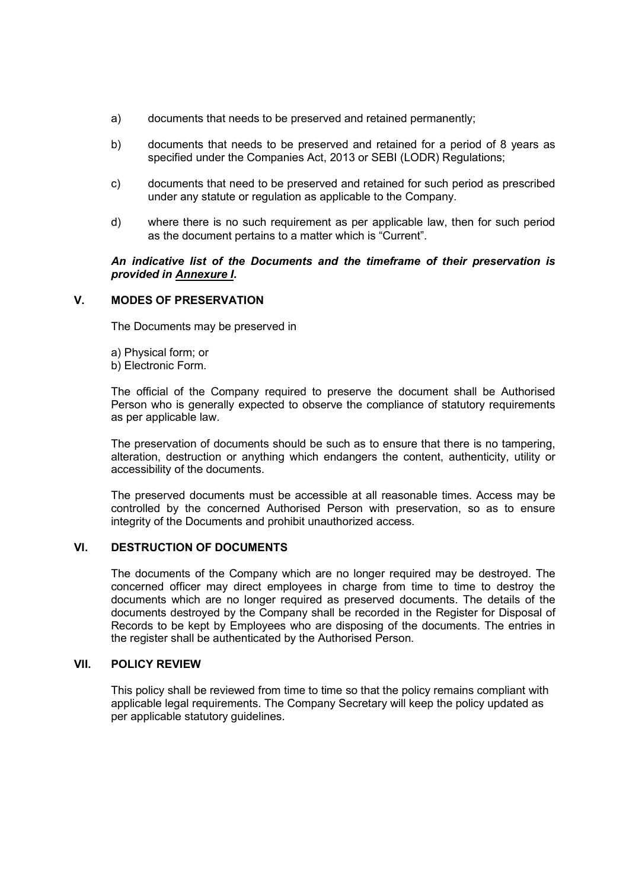a) documents that needs to be preserved and retained permanently;

b) documents that needs to be preserved and retained for a period of 8 years as specified under the Companies Act, 2013 or SEBI (LODR) Regulations;

c) documents that need to be preserved and retained for such period as prescribed under any statute or regulation as applicable to the Company.

d) where there is no such requirement as per applicable law, then for such period as the document pertains to a matter which is "Current".

***An indicative list of the Documents and the timeframe of their preservation is provided in Annexure I.***

## V. MODES OF PRESERVATION

The Documents may be preserved in

a) Physical form; or
b) Electronic Form.

The official of the Company required to preserve the document shall be Authorised Person who is generally expected to observe the compliance of statutory requirements as per applicable law.

The preservation of documents should be such as to ensure that there is no tampering, alteration, destruction or anything which endangers the content, authenticity, utility or accessibility of the documents.

The preserved documents must be accessible at all reasonable times. Access may be controlled by the concerned Authorised Person with preservation, so as to ensure integrity of the Documents and prohibit unauthorized access.

## VI. DESTRUCTION OF DOCUMENTS

The documents of the Company which are no longer required may be destroyed. The concerned officer may direct employees in charge from time to time to destroy the documents which are no longer required as preserved documents. The details of the documents destroyed by the Company shall be recorded in the Register for Disposal of Records to be kept by Employees who are disposing of the documents. The entries in the register shall be authenticated by the Authorised Person.

## VII. POLICY REVIEW

This policy shall be reviewed from time to time so that the policy remains compliant with applicable legal requirements. The Company Secretary will keep the policy updated as per applicable statutory guidelines.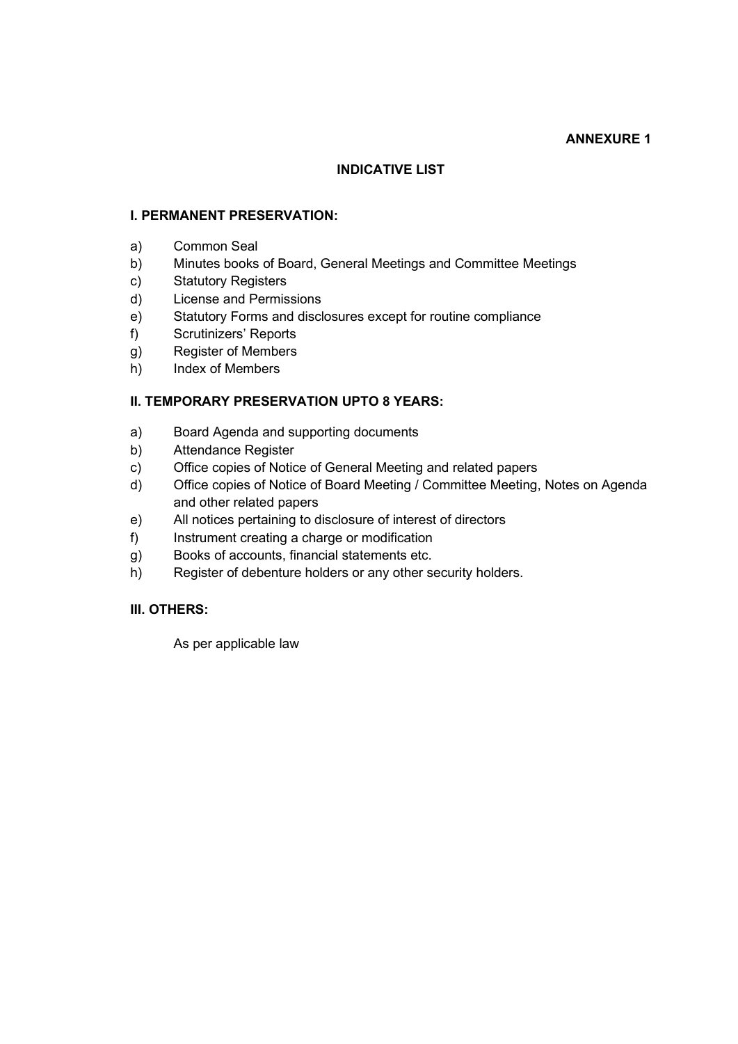**ANNEXURE 1**

## INDICATIVE LIST

### I. PERMANENT PRESERVATION:

a) Common Seal
b) Minutes books of Board, General Meetings and Committee Meetings
c) Statutory Registers
d) License and Permissions
e) Statutory Forms and disclosures except for routine compliance
f) Scrutinizers' Reports
g) Register of Members
h) Index of Members

### II. TEMPORARY PRESERVATION UPTO 8 YEARS:

a) Board Agenda and supporting documents
b) Attendance Register
c) Office copies of Notice of General Meeting and related papers
d) Office copies of Notice of Board Meeting / Committee Meeting, Notes on Agenda and other related papers
e) All notices pertaining to disclosure of interest of directors
f) Instrument creating a charge or modification
g) Books of accounts, financial statements etc.
h) Register of debenture holders or any other security holders.

### III. OTHERS:

As per applicable law